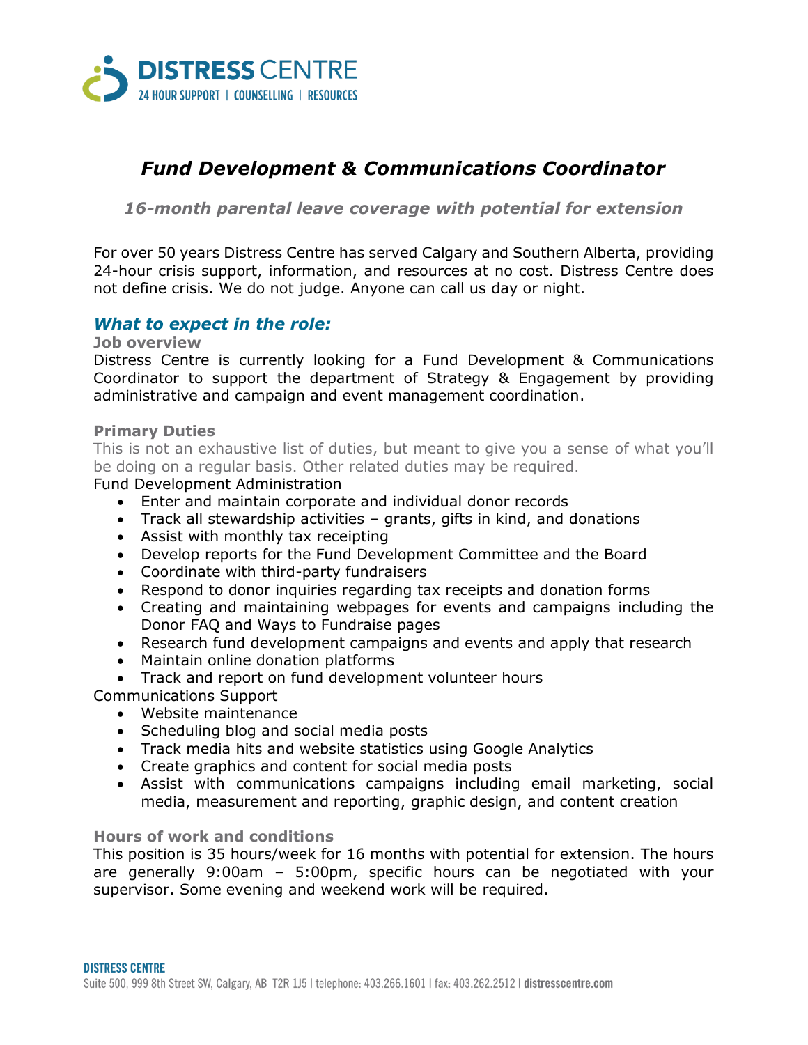# *Fund Development & Communications Coordinator*

### *16-month parental leave coverage with potential for extension*

For over 50 years Distress Centre has served Calgary and Southern Alberta, providing 24-hour crisis support, information, and resources at no cost. Distress Centre does not define crisis. We do not judge. Anyone can call us day or night.

## *What to expect in the role:*

**Job overview**

Distress Centre is currently looking for a Fund Development & Communications Coordinator to support the department of Strategy & Engagement by providing administrative and campaign and event management coordination.

**Primary Duties**

This is not an exhaustive list of duties, but meant to give you a sense of what you'll be doing on a regular basis. Other related duties may be required.

Fund Development Administration

- Enter and maintain corporate and individual donor records
- Track all stewardship activities – grants, gifts in kind, and donations
- Assist with monthly tax receipting
- Develop reports for the Fund Development Committee and the Board
- Coordinate with third-party fundraisers
- Respond to donor inquiries regarding tax receipts and donation forms
- Creating and maintaining webpages for events and campaigns including the Donor FAQ and Ways to Fundraise pages
- Research fund development campaigns and events and apply that research
- Maintain online donation platforms
- Track and report on fund development volunteer hours

Communications Support

- Website maintenance
- Scheduling blog and social media posts
- Track media hits and website statistics using Google Analytics
- Create graphics and content for social media posts
- Assist with communications campaigns including email marketing, social media, measurement and reporting, graphic design, and content creation

**Hours of work and conditions**

This position is 35 hours/week for 16 months with potential for extension. The hours are generally 9:00am – 5:00pm, specific hours can be negotiated with your supervisor. Some evening and weekend work will be required.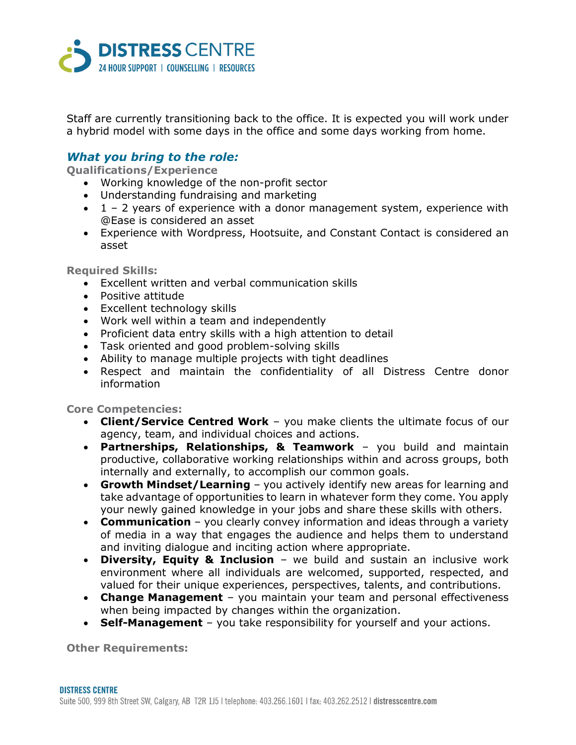Staff are currently transitioning back to the office. It is expected you will work under a hybrid model with some days in the office and some days working from home.

## *What you bring to the role:*

### Qualifications/Experience

- Working knowledge of the non-profit sector
- Understanding fundraising and marketing
- 1 – 2 years of experience with a donor management system, experience with @Ease is considered an asset
- Experience with Wordpress, Hootsuite, and Constant Contact is considered an asset

### Required Skills:

- Excellent written and verbal communication skills
- Positive attitude
- Excellent technology skills
- Work well within a team and independently
- Proficient data entry skills with a high attention to detail
- Task oriented and good problem-solving skills
- Ability to manage multiple projects with tight deadlines
- Respect and maintain the confidentiality of all Distress Centre donor information

### Core Competencies:

- **Client/Service Centred Work** – you make clients the ultimate focus of our agency, team, and individual choices and actions.
- **Partnerships, Relationships, & Teamwork** – you build and maintain productive, collaborative working relationships within and across groups, both internally and externally, to accomplish our common goals.
- **Growth Mindset/Learning** – you actively identify new areas for learning and take advantage of opportunities to learn in whatever form they come. You apply your newly gained knowledge in your jobs and share these skills with others.
- **Communication** – you clearly convey information and ideas through a variety of media in a way that engages the audience and helps them to understand and inviting dialogue and inciting action where appropriate.
- **Diversity, Equity & Inclusion** – we build and sustain an inclusive work environment where all individuals are welcomed, supported, respected, and valued for their unique experiences, perspectives, talents, and contributions.
- **Change Management** – you maintain your team and personal effectiveness when being impacted by changes within the organization.
- **Self-Management** – you take responsibility for yourself and your actions.

### Other Requirements: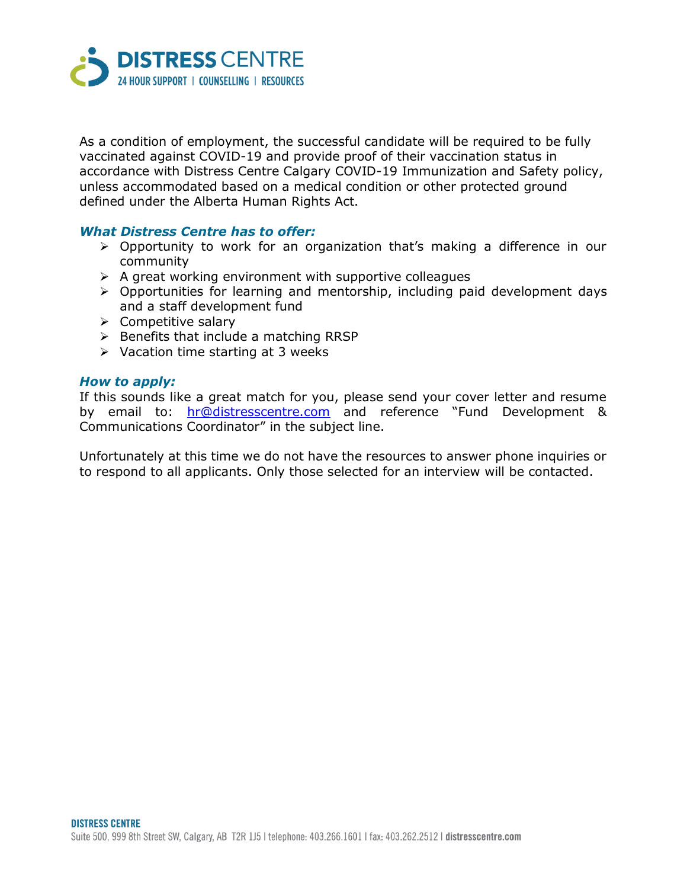As a condition of employment, the successful candidate will be required to be fully vaccinated against COVID-19 and provide proof of their vaccination status in accordance with Distress Centre Calgary COVID-19 Immunization and Safety policy, unless accommodated based on a medical condition or other protected ground defined under the Alberta Human Rights Act.

### *What Distress Centre has to offer:*

- Opportunity to work for an organization that's making a difference in our community
- A great working environment with supportive colleagues
- Opportunities for learning and mentorship, including paid development days and a staff development fund
- Competitive salary
- Benefits that include a matching RRSP
- Vacation time starting at 3 weeks

### *How to apply:*

If this sounds like a great match for you, please send your cover letter and resume by email to: hr@distresscentre.com and reference "Fund Development & Communications Coordinator" in the subject line.

Unfortunately at this time we do not have the resources to answer phone inquiries or to respond to all applicants. Only those selected for an interview will be contacted.